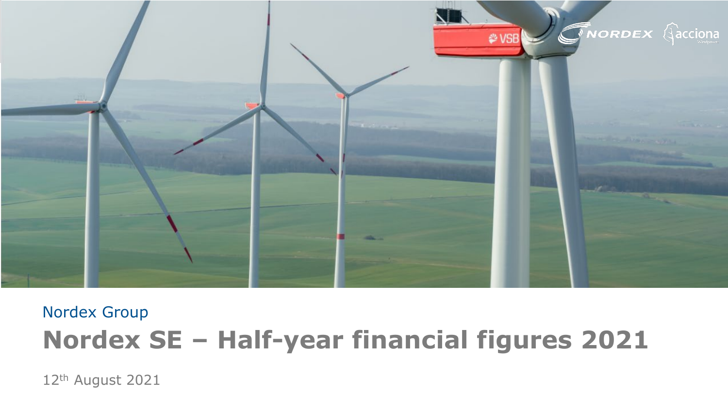Nordex Group

# Nordex SE – Half-year financial figures 2021

12th August 2021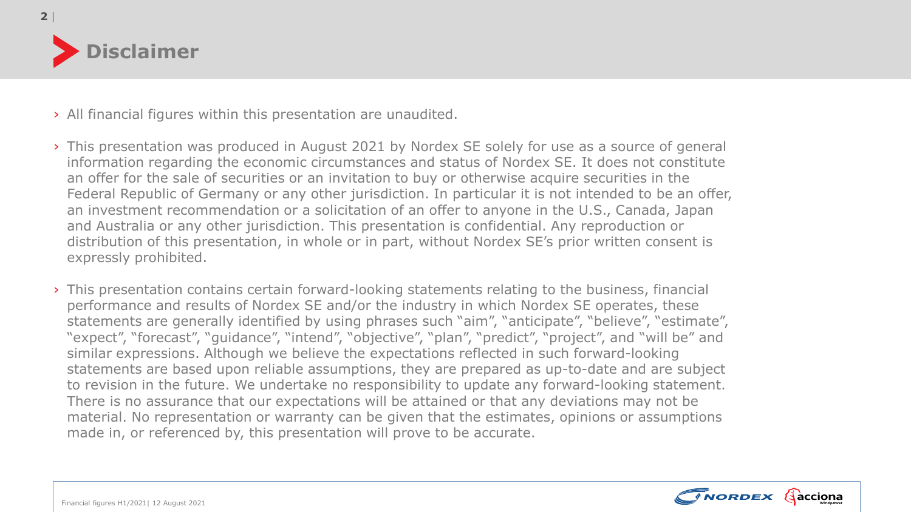# Disclaimer

- All financial figures within this presentation are unaudited.
- This presentation was produced in August 2021 by Nordex SE solely for use as a source of general information regarding the economic circumstances and status of Nordex SE. It does not constitute an offer for the sale of securities or an invitation to buy or otherwise acquire securities in the Federal Republic of Germany or any other jurisdiction. In particular it is not intended to be an offer, an investment recommendation or a solicitation of an offer to anyone in the U.S., Canada, Japan and Australia or any other jurisdiction. This presentation is confidential. Any reproduction or distribution of this presentation, in whole or in part, without Nordex SE's prior written consent is expressly prohibited.
- This presentation contains certain forward-looking statements relating to the business, financial performance and results of Nordex SE and/or the industry in which Nordex SE operates, these statements are generally identified by using phrases such "aim", "anticipate", "believe", "estimate", "expect", "forecast", "guidance", "intend", "objective", "plan", "predict", "project", and "will be" and similar expressions. Although we believe the expectations reflected in such forward-looking statements are based upon reliable assumptions, they are prepared as up-to-date and are subject to revision in the future. We undertake no responsibility to update any forward-looking statement. There is no assurance that our expectations will be attained or that any deviations may not be material. No representation or warranty can be given that the estimates, opinions or assumptions made in, or referenced by, this presentation will prove to be accurate.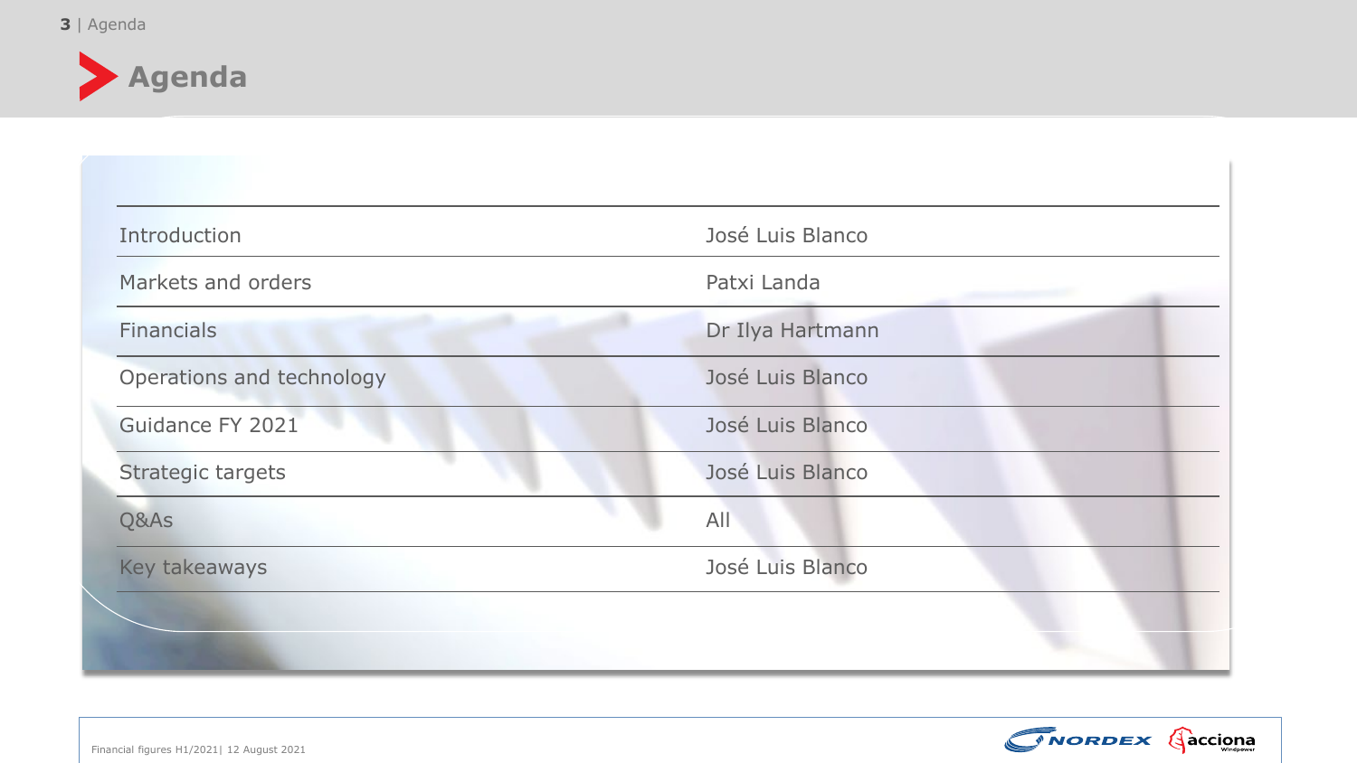# Agenda

| | |
|---|---|
| Introduction | José Luis Blanco |
| Markets and orders | Patxi Landa |
| Financials | Dr Ilya Hartmann |
| Operations and technology | José Luis Blanco |
| Guidance FY 2021 | José Luis Blanco |
| Strategic targets | José Luis Blanco |
| Q&As | All |
| Key takeaways | José Luis Blanco |

Financial figures H1/2021| 12 August 2021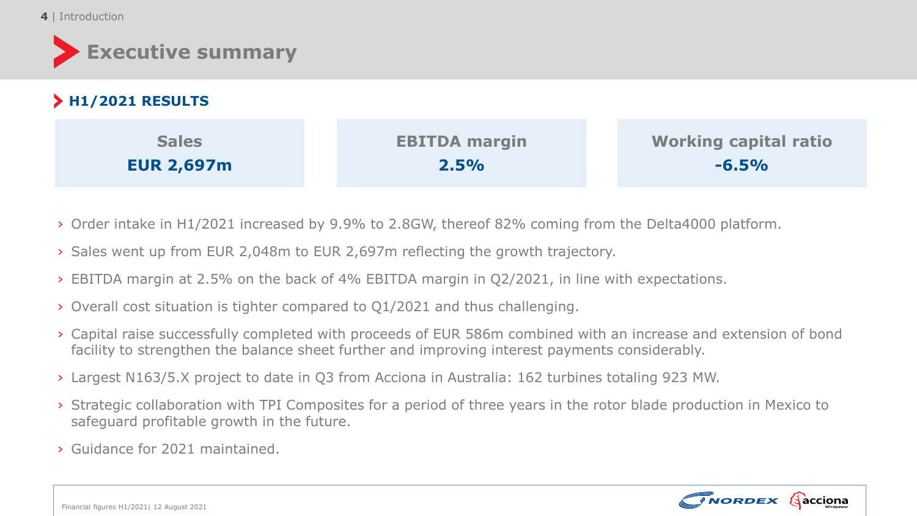# Executive summary

## H1/2021 RESULTS

| Sales | EBITDA margin | Working capital ratio |
|---|---|---|
| **EUR 2,697m** | **2.5%** | **-6.5%** |

- Order intake in H1/2021 increased by 9.9% to 2.8GW, thereof 82% coming from the Delta4000 platform.
- Sales went up from EUR 2,048m to EUR 2,697m reflecting the growth trajectory.
- EBITDA margin at 2.5% on the back of 4% EBITDA margin in Q2/2021, in line with expectations.
- Overall cost situation is tighter compared to Q1/2021 and thus challenging.
- Capital raise successfully completed with proceeds of EUR 586m combined with an increase and extension of bond facility to strengthen the balance sheet further and improving interest payments considerably.
- Largest N163/5.X project to date in Q3 from Acciona in Australia: 162 turbines totaling 923 MW.
- Strategic collaboration with TPI Composites for a period of three years in the rotor blade production in Mexico to safeguard profitable growth in the future.
- Guidance for 2021 maintained.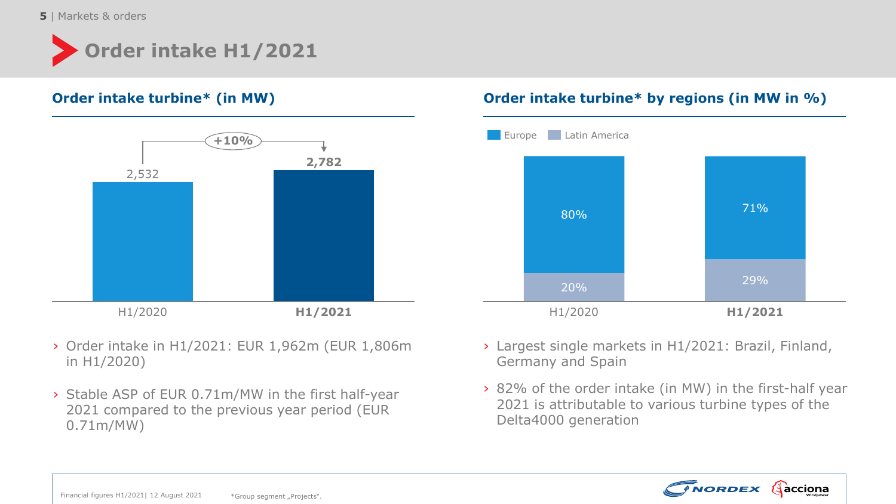# Order intake H1/2021

## Order intake turbine* (in MW)

| | H1/2020 | H1/2021 |
|---|---|---|
| Order intake (MW) | 2,532 | 2,782 |

+10%

- Order intake in H1/2021: EUR 1,962m (EUR 1,806m in H1/2020)
- Stable ASP of EUR 0.71m/MW in the first half-year 2021 compared to the previous year period (EUR 0.71m/MW)

## Order intake turbine* by regions (in MW in %)

| | H1/2020 | H1/2021 |
|---|---|---|
| Europe | 80% | 71% |
| Latin America | 20% | 29% |

- Largest single markets in H1/2021: Brazil, Finland, Germany and Spain
- 82% of the order intake (in MW) in the first-half year 2021 is attributable to various turbine types of the Delta4000 generation

*Group segment „Projects".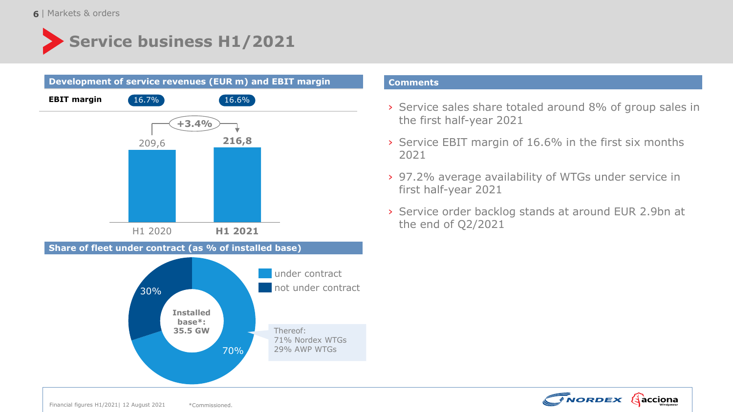# Service business H1/2021

## Development of service revenues (EUR m) and EBIT margin

| | H1 2020 | **H1 2021** |
|---|---|---|
| EBIT margin | 16.7% | 16.6% |
| Service revenues (EUR m) | 209,6 | **216,8** |

+3.4%

## Share of fleet under contract (as % of installed base)

Installed base*: 35.5 GW

- under contract: 70%
- not under contract: 30%

Thereof:
71% Nordex WTGs
29% AWP WTGs

## Comments

- Service sales share totaled around 8% of group sales in the first half-year 2021
- Service EBIT margin of 16.6% in the first six months 2021
- 97.2% average availability of WTGs under service in first half-year 2021
- Service order backlog stands at around EUR 2.9bn at the end of Q2/2021

*Commissioned.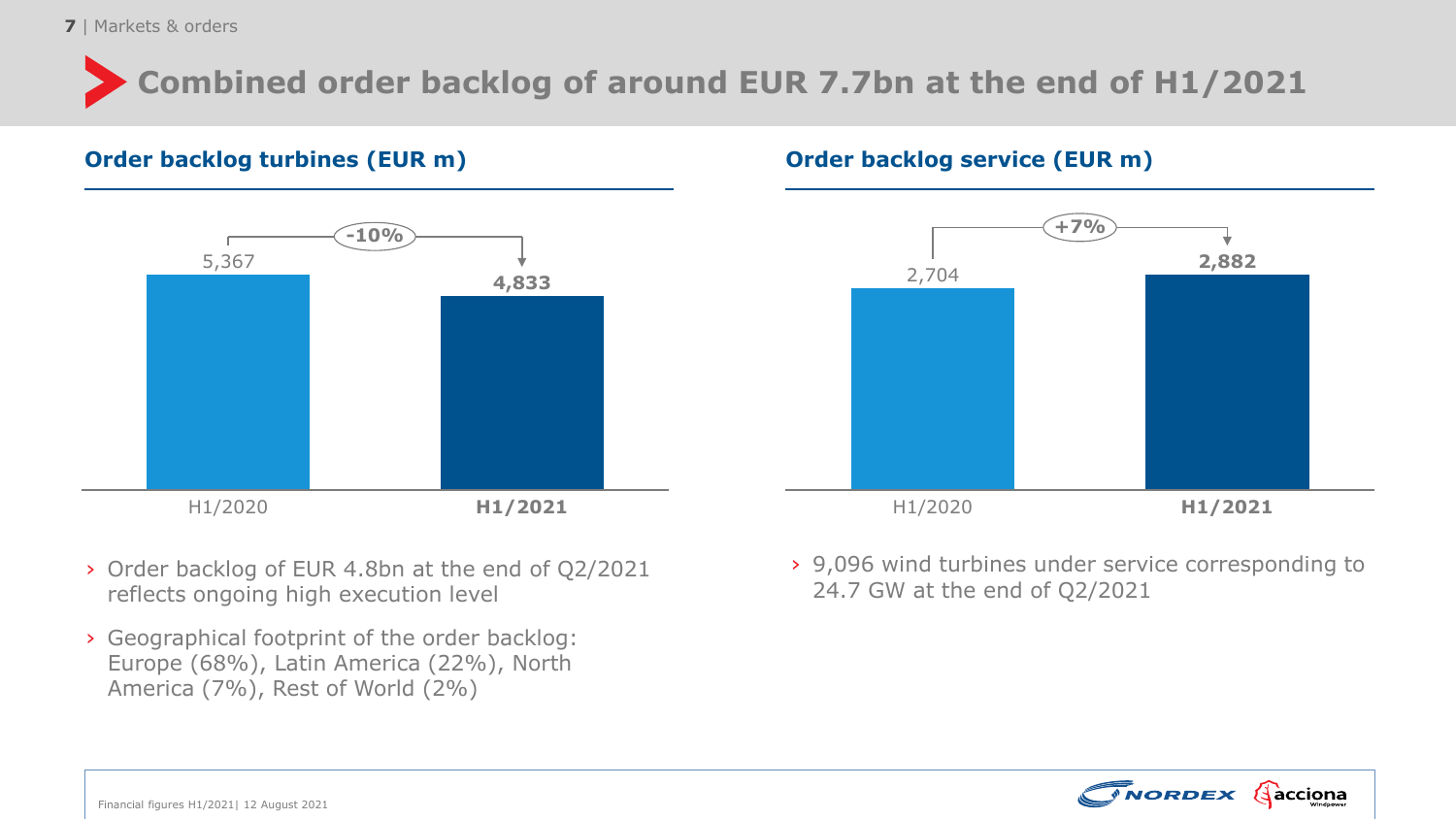# Combined order backlog of around EUR 7.7bn at the end of H1/2021

## Order backlog turbines (EUR m)

| | H1/2020 | H1/2021 |
|---|---|---|
| Order backlog turbines | 5,367 | **4,833** |

Change: -10%

- Order backlog of EUR 4.8bn at the end of Q2/2021 reflects ongoing high execution level
- Geographical footprint of the order backlog: Europe (68%), Latin America (22%), North America (7%), Rest of World (2%)

## Order backlog service (EUR m)

| | H1/2020 | H1/2021 |
|---|---|---|
| Order backlog service | 2,704 | **2,882** |

Change: +7%

- 9,096 wind turbines under service corresponding to 24.7 GW at the end of Q2/2021

Financial figures H1/2021| 12 August 2021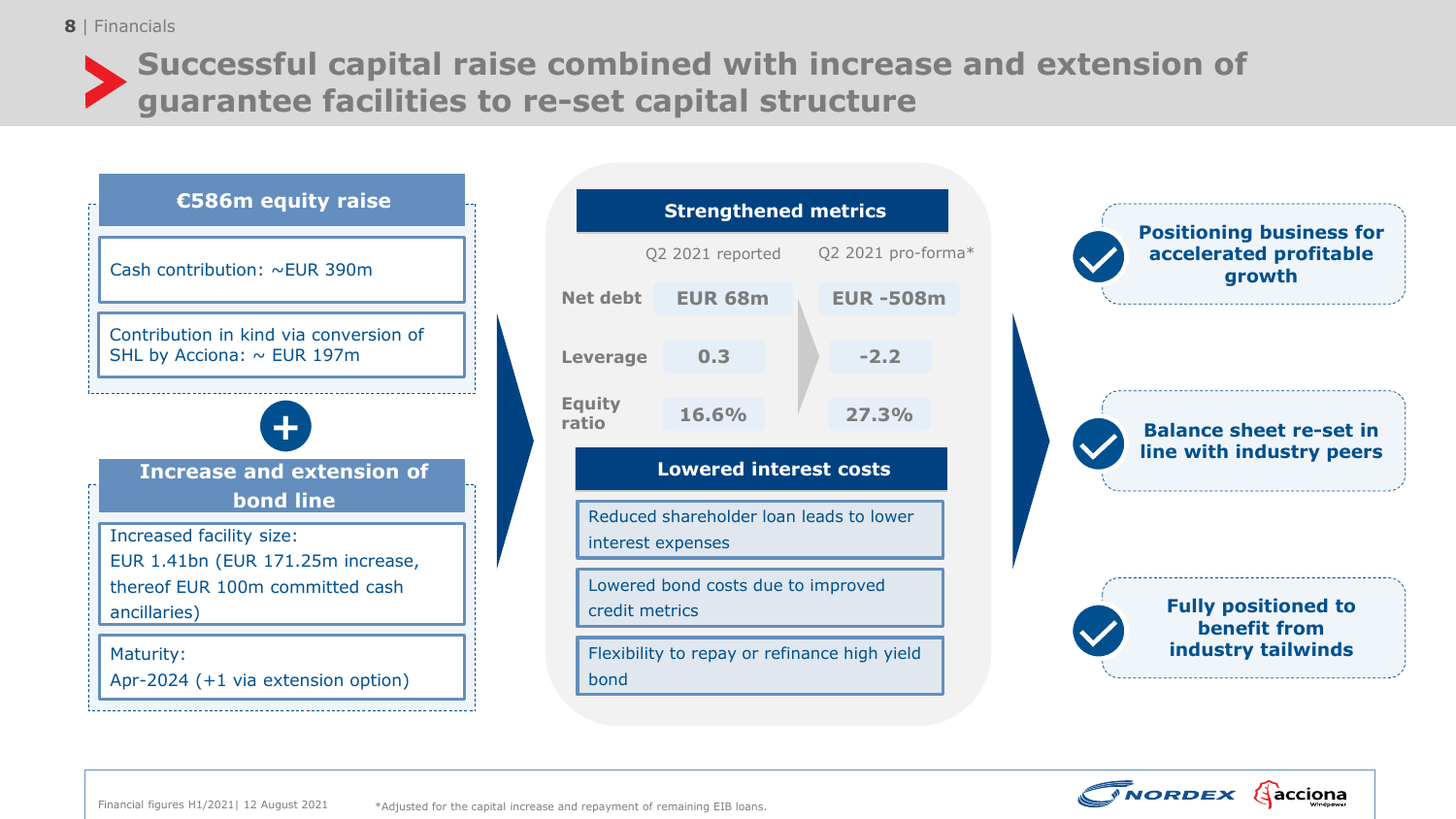# Successful capital raise combined with increase and extension of guarantee facilities to re-set capital structure

## €586m equity raise

Cash contribution: ~EUR 390m

Contribution in kind via conversion of SHL by Acciona: ~ EUR 197m

+

## Increase and extension of bond line

Increased facility size:
EUR 1.41bn (EUR 171.25m increase, thereof EUR 100m committed cash ancillaries)

Maturity:
Apr-2024 (+1 via extension option)

## Strengthened metrics

| | Q2 2021 reported | Q2 2021 pro-forma* |
|---|---|---|
| Net debt | EUR 68m | EUR -508m |
| Leverage | 0.3 | -2.2 |
| Equity ratio | 16.6% | 27.3% |

## Lowered interest costs

- Reduced shareholder loan leads to lower interest expenses
- Lowered bond costs due to improved credit metrics
- Flexibility to repay or refinance high yield bond

---

- **Positioning business for accelerated profitable growth**
- **Balance sheet re-set in line with industry peers**
- **Fully positioned to benefit from industry tailwinds**

Financial figures H1/2021| 12 August 2021

*Adjusted for the capital increase and repayment of remaining EIB loans.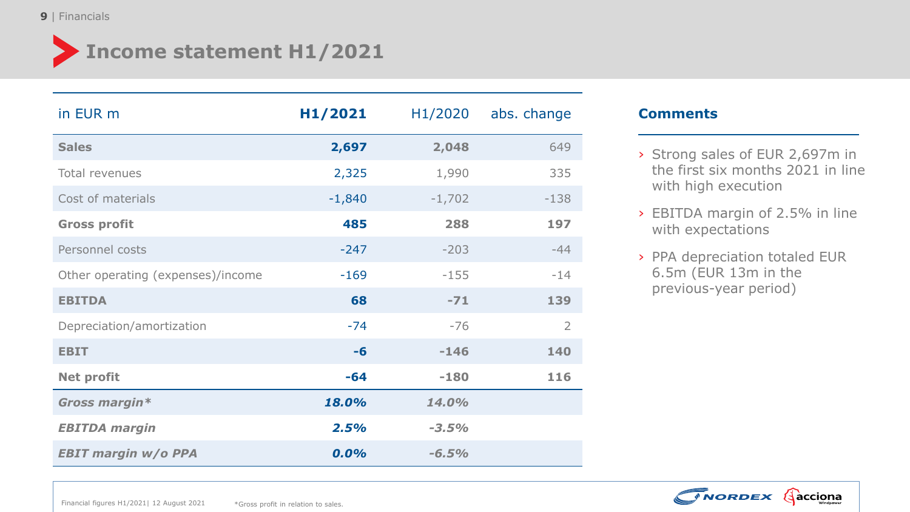# Income statement H1/2021

| in EUR m | **H1/2021** | H1/2020 | abs. change |
|---|---|---|---|
| **Sales** | **2,697** | **2,048** | 649 |
| Total revenues | 2,325 | 1,990 | 335 |
| Cost of materials | -1,840 | -1,702 | -138 |
| **Gross profit** | **485** | **288** | **197** |
| Personnel costs | -247 | -203 | -44 |
| Other operating (expenses)/income | -169 | -155 | -14 |
| **EBITDA** | **68** | **-71** | **139** |
| Depreciation/amortization | -74 | -76 | 2 |
| **EBIT** | **-6** | **-146** | **140** |
| **Net profit** | **-64** | **-180** | **116** |
| ***Gross margin**** | ***18.0%*** | ***14.0%*** | |
| ***EBITDA margin*** | ***2.5%*** | ***-3.5%*** | |
| ***EBIT margin w/o PPA*** | ***0.0%*** | ***-6.5%*** | |

*Gross profit in relation to sales.

## Comments

- Strong sales of EUR 2,697m in the first six months 2021 in line with high execution
- EBITDA margin of 2.5% in line with expectations
- PPA depreciation totaled EUR 6.5m (EUR 13m in the previous-year period)

Financial figures H1/2021| 12 August 2021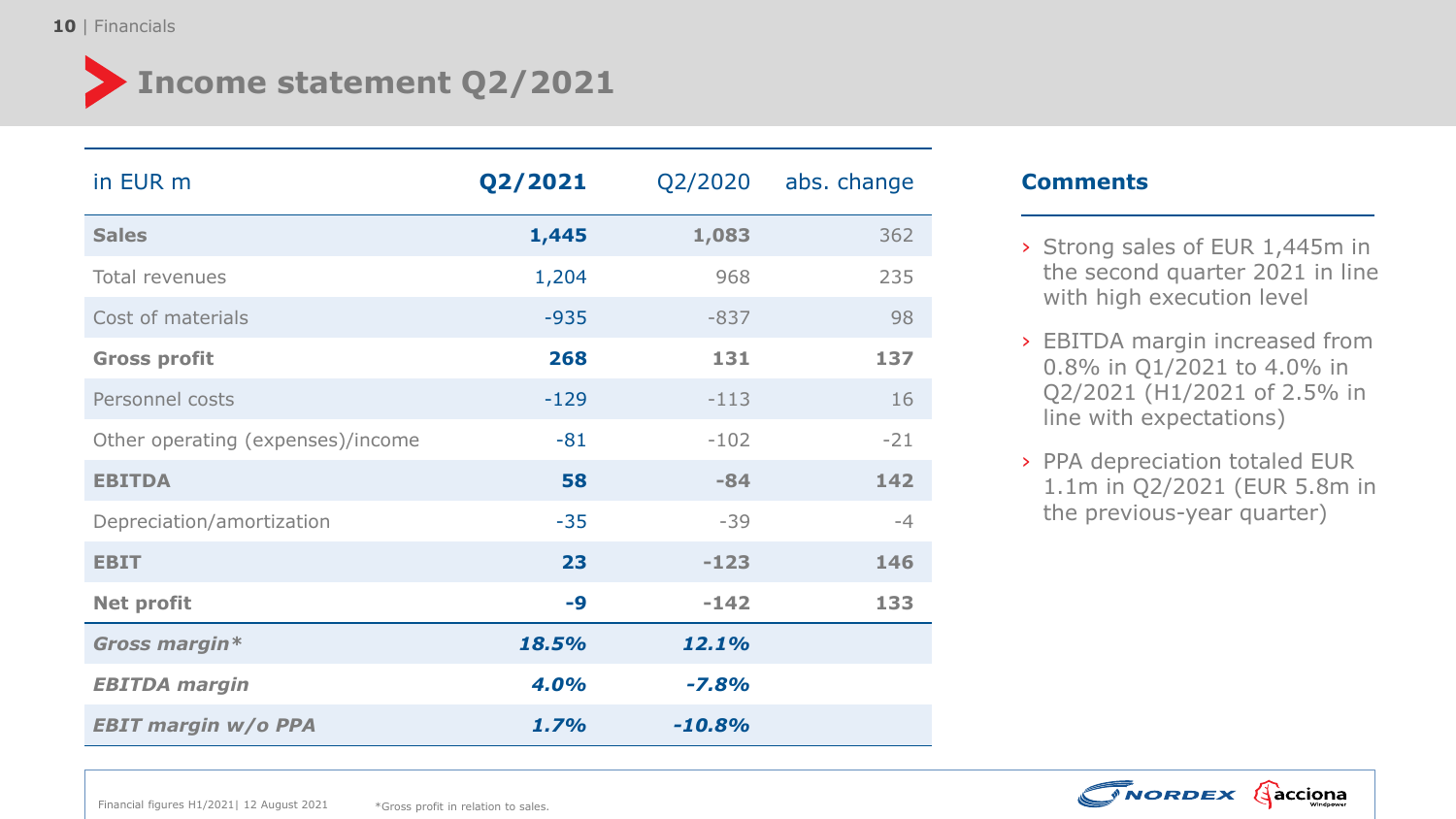# Income statement Q2/2021

| in EUR m | Q2/2021 | Q2/2020 | abs. change |
|---|---|---|---|
| **Sales** | **1,445** | **1,083** | 362 |
| Total revenues | 1,204 | 968 | 235 |
| Cost of materials | -935 | -837 | 98 |
| **Gross profit** | **268** | **131** | **137** |
| Personnel costs | -129 | -113 | 16 |
| Other operating (expenses)/income | -81 | -102 | -21 |
| **EBITDA** | **58** | **-84** | **142** |
| Depreciation/amortization | -35 | -39 | -4 |
| **EBIT** | **23** | **-123** | **146** |
| **Net profit** | **-9** | **-142** | **133** |
| ***Gross margin**** | ***18.5%*** | ***12.1%*** | |
| ***EBITDA margin*** | ***4.0%*** | ***-7.8%*** | |
| ***EBIT margin w/o PPA*** | ***1.7%*** | ***-10.8%*** | |

## Comments

- Strong sales of EUR 1,445m in the second quarter 2021 in line with high execution level
- EBITDA margin increased from 0.8% in Q1/2021 to 4.0% in Q2/2021 (H1/2021 of 2.5% in line with expectations)
- PPA depreciation totaled EUR 1.1m in Q2/2021 (EUR 5.8m in the previous-year quarter)

Financial figures H1/2021| 12 August 2021

*Gross profit in relation to sales.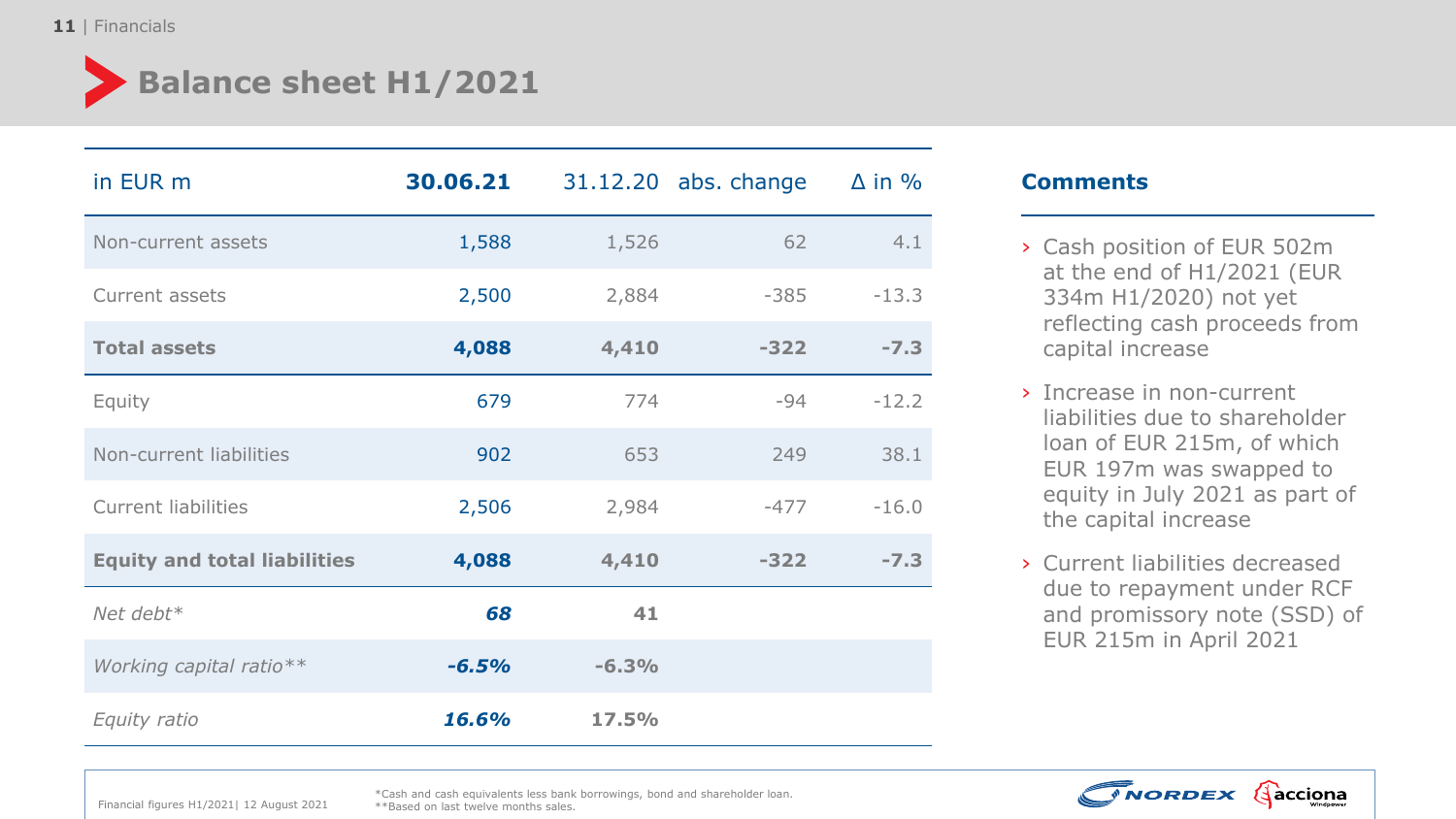# Balance sheet H1/2021

| in EUR m | **30.06.21** | 31.12.20 | abs. change | Δ in % |
|---|---|---|---|---|
| Non-current assets | 1,588 | 1,526 | 62 | 4.1 |
| Current assets | 2,500 | 2,884 | -385 | -13.3 |
| **Total assets** | **4,088** | **4,410** | **-322** | **-7.3** |
| Equity | 679 | 774 | -94 | -12.2 |
| Non-current liabilities | 902 | 653 | 249 | 38.1 |
| Current liabilities | 2,506 | 2,984 | -477 | -16.0 |
| **Equity and total liabilities** | **4,088** | **4,410** | **-322** | **-7.3** |
| *Net debt** | ***68*** | **41** | | |
| *Working capital ratio*** | ***-6.5%*** | **-6.3%** | | |
| *Equity ratio* | ***16.6%*** | **17.5%** | | |

## Comments

- Cash position of EUR 502m at the end of H1/2021 (EUR 334m H1/2020) not yet reflecting cash proceeds from capital increase
- Increase in non-current liabilities due to shareholder loan of EUR 215m, of which EUR 197m was swapped to equity in July 2021 as part of the capital increase
- Current liabilities decreased due to repayment under RCF and promissory note (SSD) of EUR 215m in April 2021

*Cash and cash equivalents less bank borrowings, bond and shareholder loan.
**Based on last twelve months sales.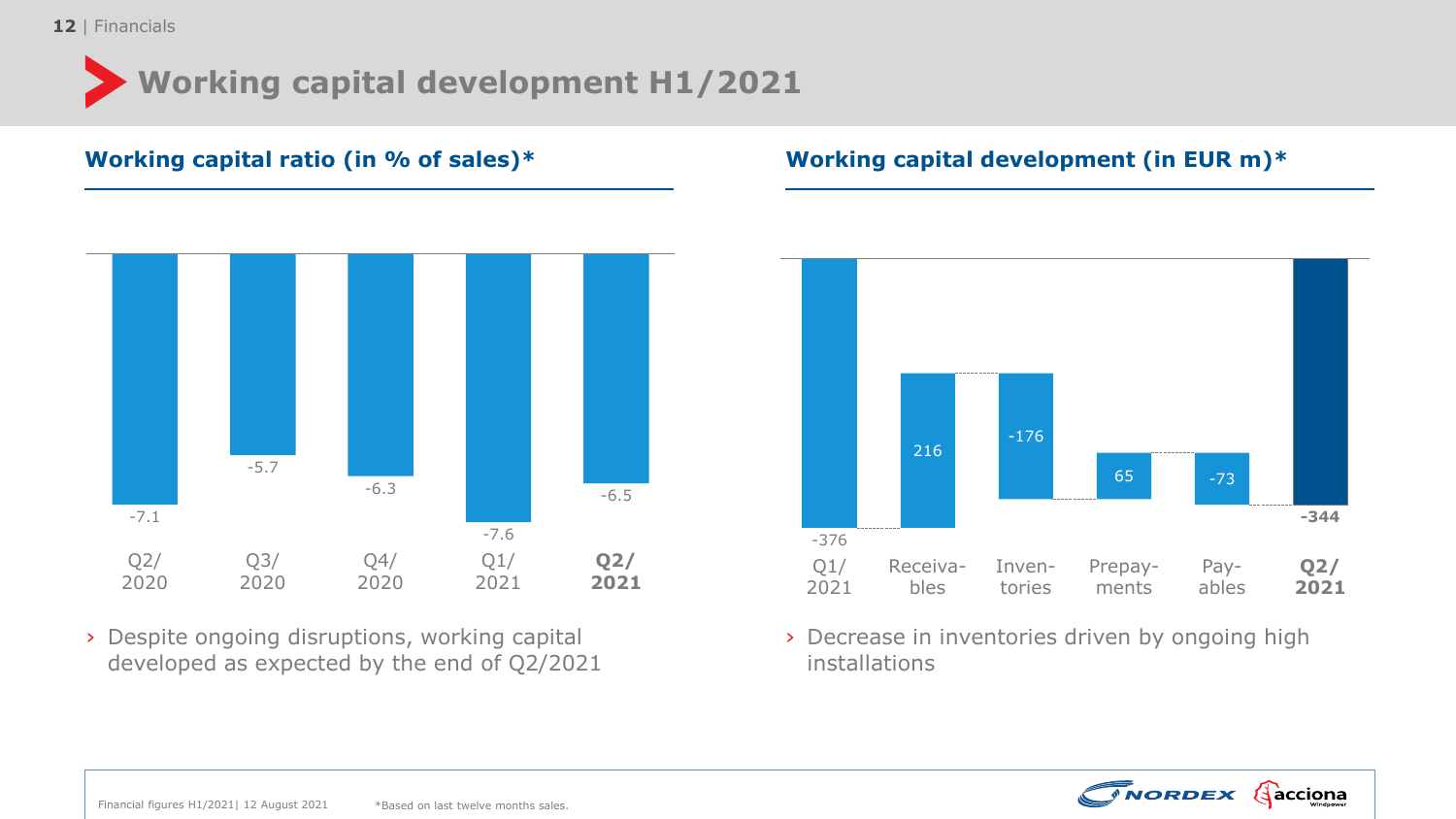# Working capital development H1/2021

## Working capital ratio (in % of sales)*

| Q2/2020 | Q3/2020 | Q4/2020 | Q1/2021 | **Q2/2021** |
|---|---|---|---|---|
| -7.1 | -5.7 | -6.3 | -7.6 | -6.5 |

› Despite ongoing disruptions, working capital developed as expected by the end of Q2/2021

## Working capital development (in EUR m)*

| Q1/2021 | Receivables | Inventories | Prepayments | Payables | **Q2/2021** |
|---|---|---|---|---|---|
| -376 | 216 | -176 | 65 | -73 | **-344** |

› Decrease in inventories driven by ongoing high installations

Financial figures H1/2021| 12 August 2021

*Based on last twelve months sales.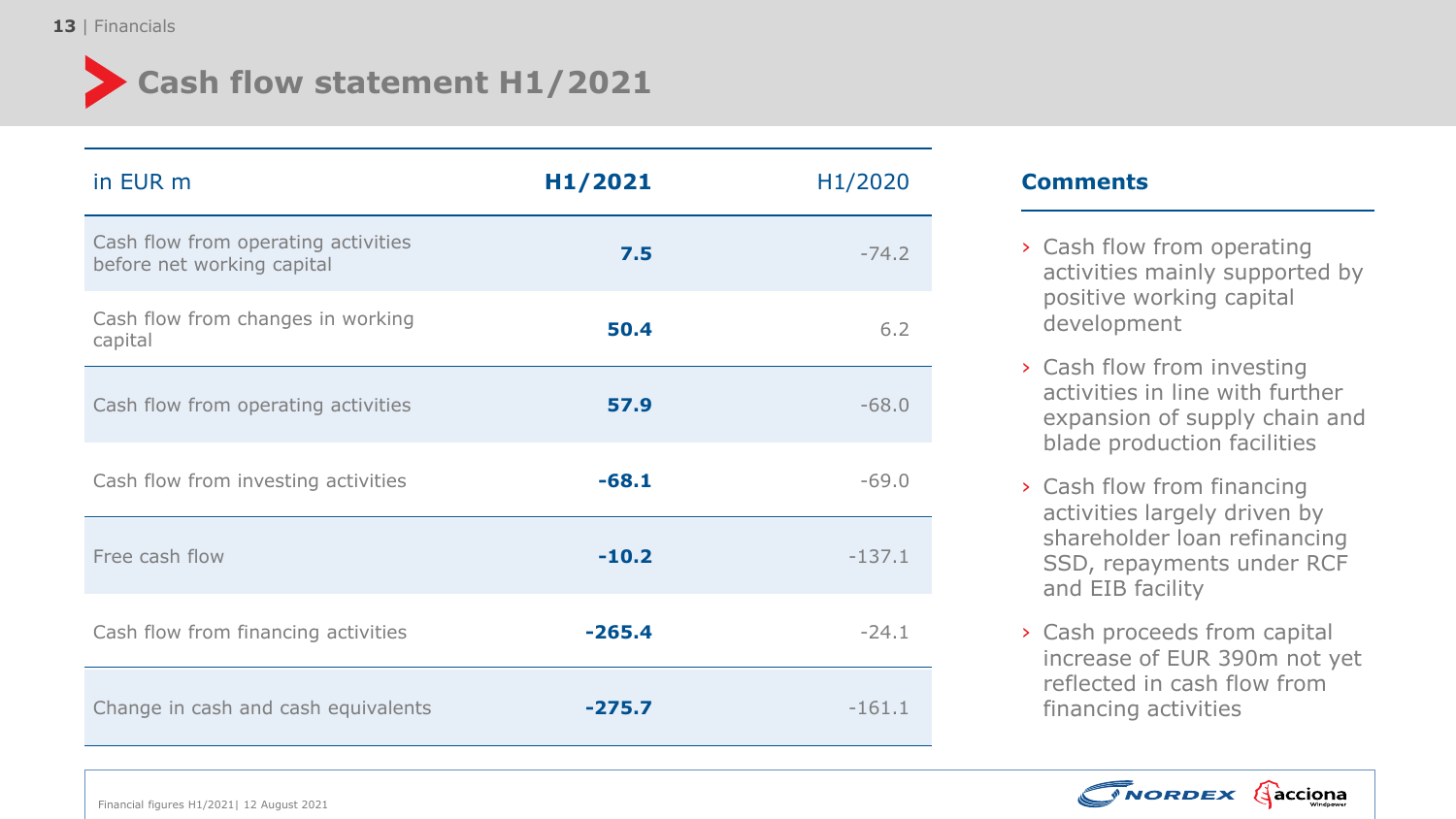# Cash flow statement H1/2021

| in EUR m | **H1/2021** | H1/2020 |
|---|---|---|
| Cash flow from operating activities before net working capital | **7.5** | -74.2 |
| Cash flow from changes in working capital | **50.4** | 6.2 |
| Cash flow from operating activities | **57.9** | -68.0 |
| Cash flow from investing activities | **-68.1** | -69.0 |
| Free cash flow | **-10.2** | -137.1 |
| Cash flow from financing activities | **-265.4** | -24.1 |
| Change in cash and cash equivalents | **-275.7** | -161.1 |

## Comments

- Cash flow from operating activities mainly supported by positive working capital development
- Cash flow from investing activities in line with further expansion of supply chain and blade production facilities
- Cash flow from financing activities largely driven by shareholder loan refinancing SSD, repayments under RCF and EIB facility
- Cash proceeds from capital increase of EUR 390m not yet reflected in cash flow from financing activities

Financial figures H1/2021| 12 August 2021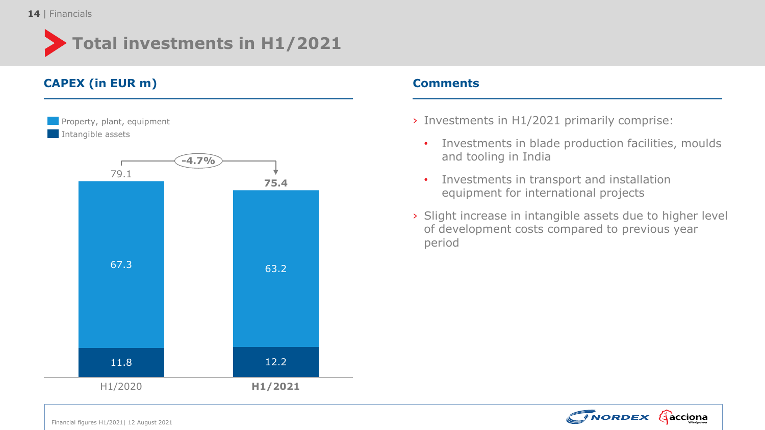# Total investments in H1/2021

## CAPEX (in EUR m)

| | H1/2020 | H1/2021 |
|---|---|---|
| Property, plant, equipment | 67.3 | 63.2 |
| Intangible assets | 11.8 | 12.2 |
| Total | 79.1 | **75.4** |

Change: -4.7%

## Comments

- Investments in H1/2021 primarily comprise:
  - Investments in blade production facilities, moulds and tooling in India
  - Investments in transport and installation equipment for international projects
- Slight increase in intangible assets due to higher level of development costs compared to previous year period

Financial figures H1/2021| 12 August 2021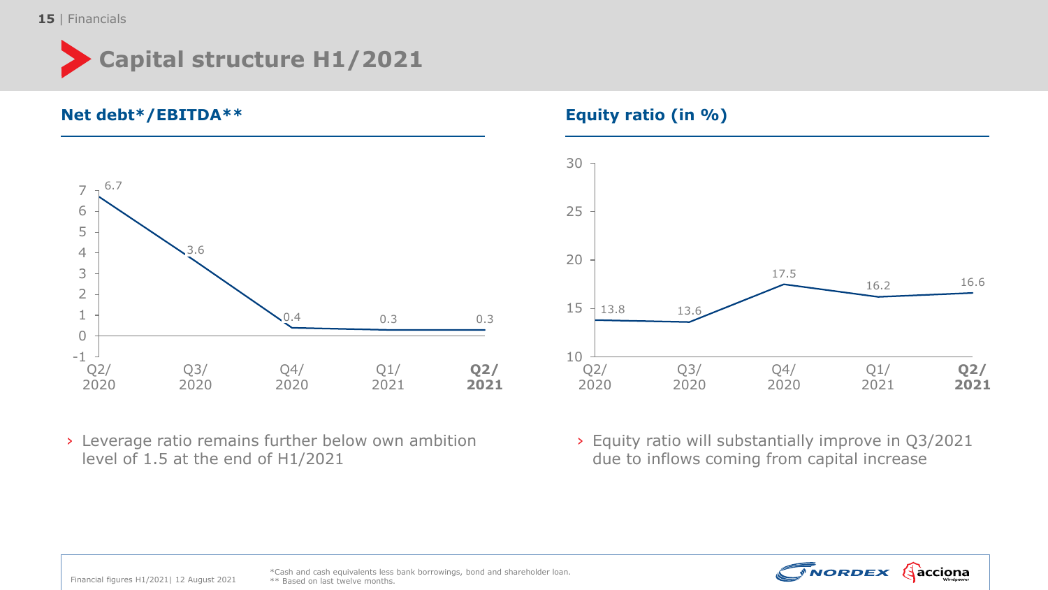# Capital structure H1/2021

## Net debt*/EBITDA**

| Q2/2020 | Q3/2020 | Q4/2020 | Q1/2021 | **Q2/2021** |
|---|---|---|---|---|
| 6.7 | 3.6 | 0.4 | 0.3 | 0.3 |

- Leverage ratio remains further below own ambition level of 1.5 at the end of H1/2021

## Equity ratio (in %)

| Q2/2020 | Q3/2020 | Q4/2020 | Q1/2021 | **Q2/2021** |
|---|---|---|---|---|
| 13.8 | 13.6 | 17.5 | 16.2 | 16.6 |

- Equity ratio will substantially improve in Q3/2021 due to inflows coming from capital increase

Financial figures H1/2021| 12 August 2021

*Cash and cash equivalents less bank borrowings, bond and shareholder loan.
** Based on last twelve months.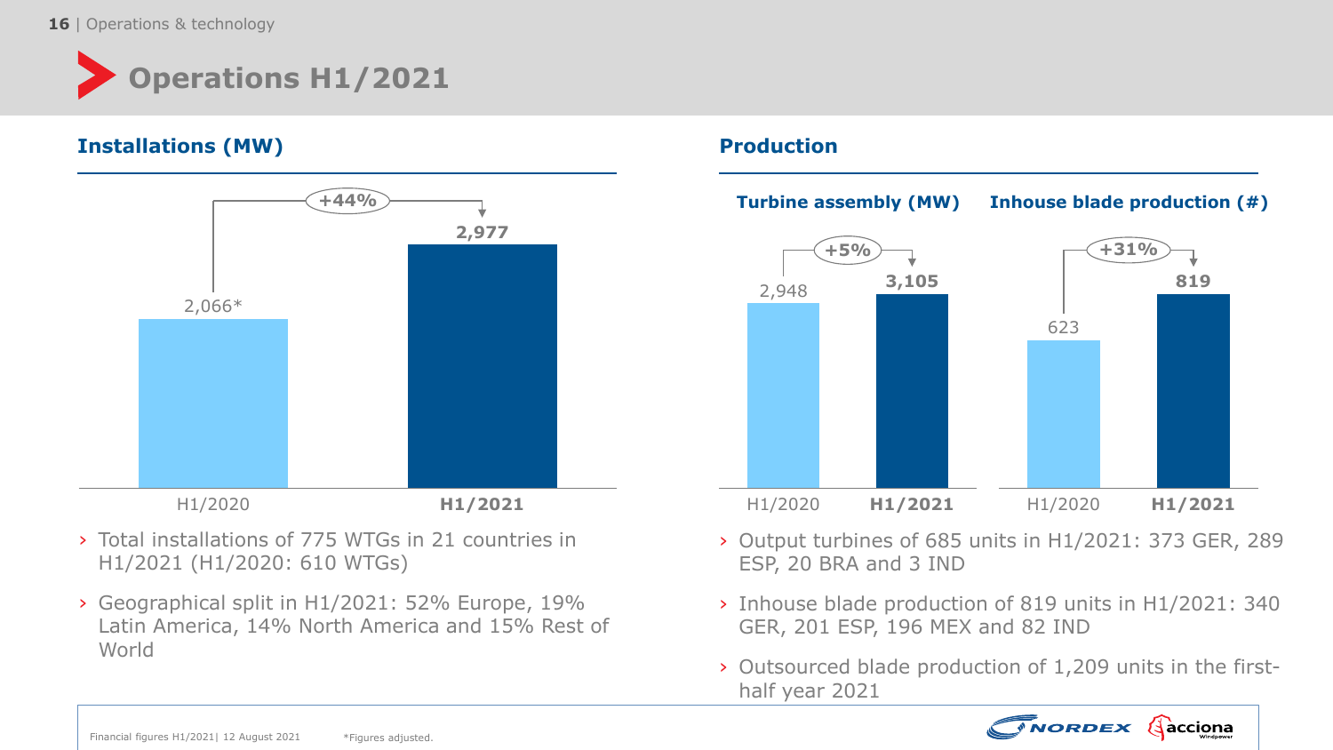# Operations H1/2021

## Installations (MW)

| | H1/2020 | H1/2021 |
|---|---|---|
| Installations (MW) | 2,066* | 2,977 |

+44%

- Total installations of 775 WTGs in 21 countries in H1/2021 (H1/2020: 610 WTGs)
- Geographical split in H1/2021: 52% Europe, 19% Latin America, 14% North America and 15% Rest of World

## Production

### Turbine assembly (MW)

| H1/2020 | H1/2021 |
|---|---|
| 2,948 | 3,105 |

+5%

### Inhouse blade production (#)

| H1/2020 | H1/2021 |
|---|---|
| 623 | 819 |

+31%

- Output turbines of 685 units in H1/2021: 373 GER, 289 ESP, 20 BRA and 3 IND
- Inhouse blade production of 819 units in H1/2021: 340 GER, 201 ESP, 196 MEX and 82 IND
- Outsourced blade production of 1,209 units in the first-half year 2021

*Figures adjusted.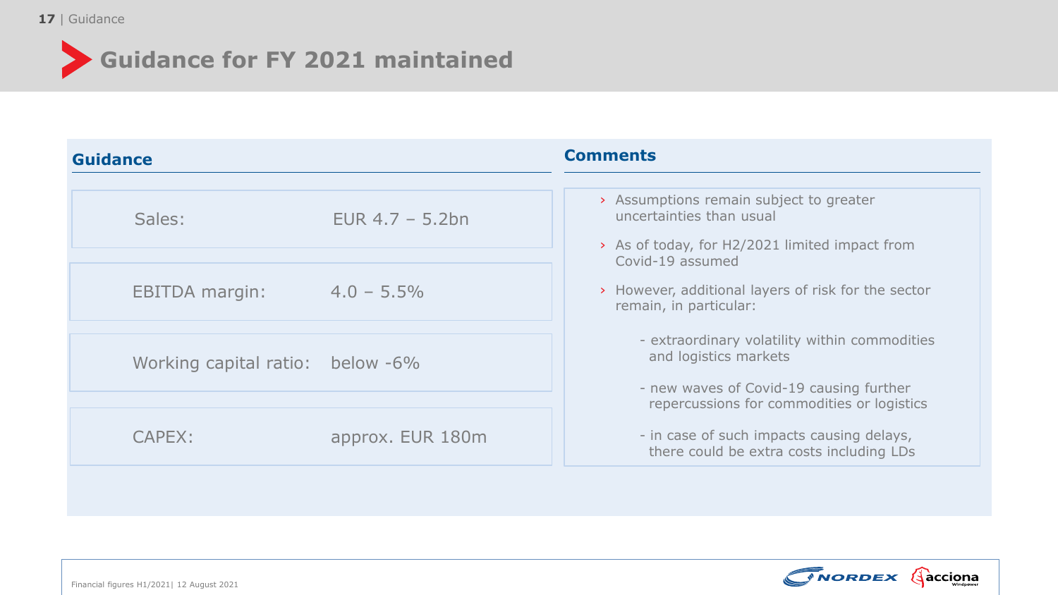# Guidance for FY 2021 maintained

## Guidance

| | |
|---|---|
| Sales: | EUR 4.7 – 5.2bn |
| EBITDA margin: | 4.0 – 5.5% |
| Working capital ratio: | below -6% |
| CAPEX: | approx. EUR 180m |

## Comments

- Assumptions remain subject to greater uncertainties than usual
- As of today, for H2/2021 limited impact from Covid-19 assumed
- However, additional layers of risk for the sector remain, in particular:
  - extraordinary volatility within commodities and logistics markets
  - new waves of Covid-19 causing further repercussions for commodities or logistics
  - in case of such impacts causing delays, there could be extra costs including LDs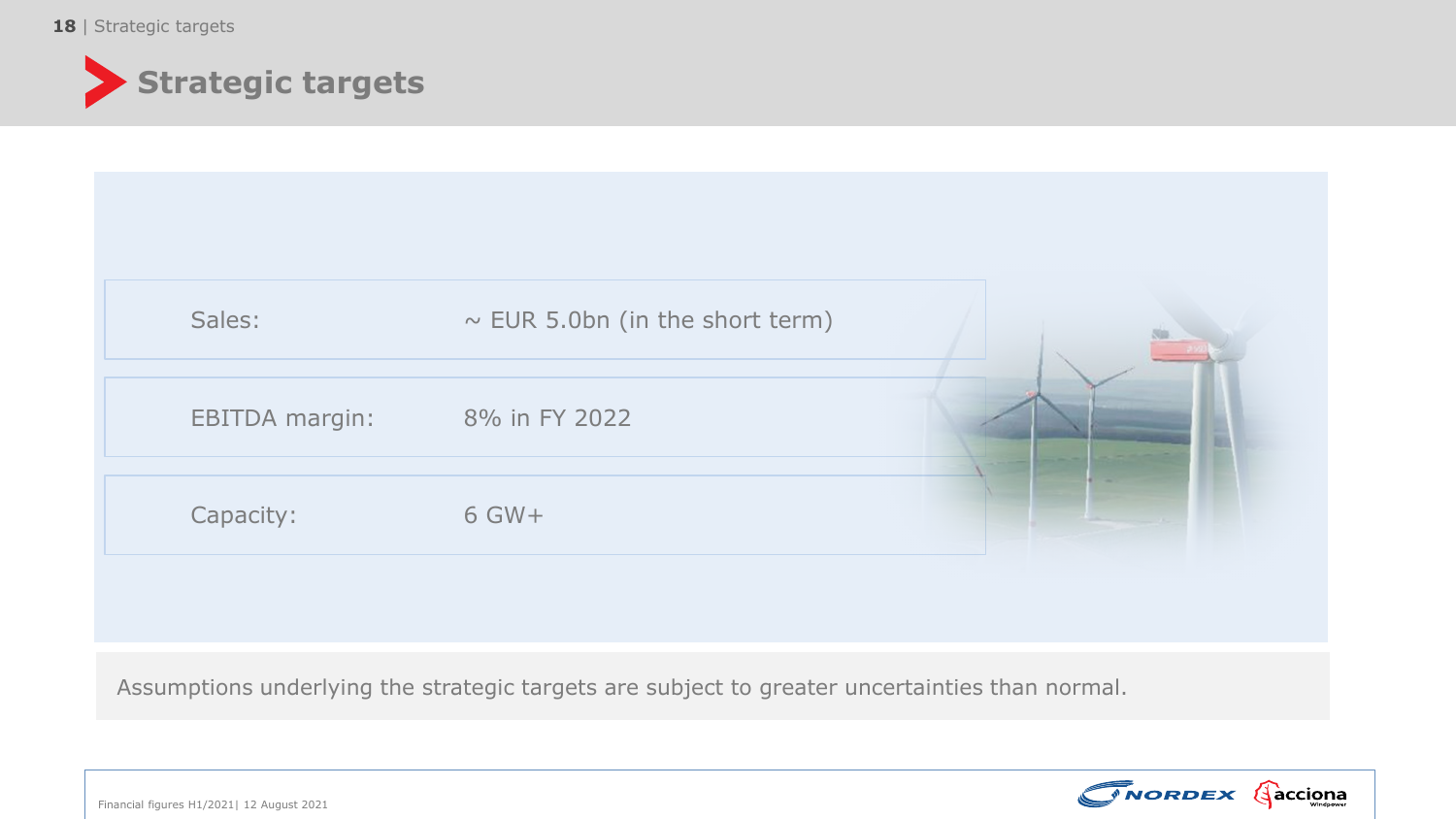# Strategic targets

| | |
|---|---|
| Sales: | ~ EUR 5.0bn (in the short term) |
| EBITDA margin: | 8% in FY 2022 |
| Capacity: | 6 GW+ |

Assumptions underlying the strategic targets are subject to greater uncertainties than normal.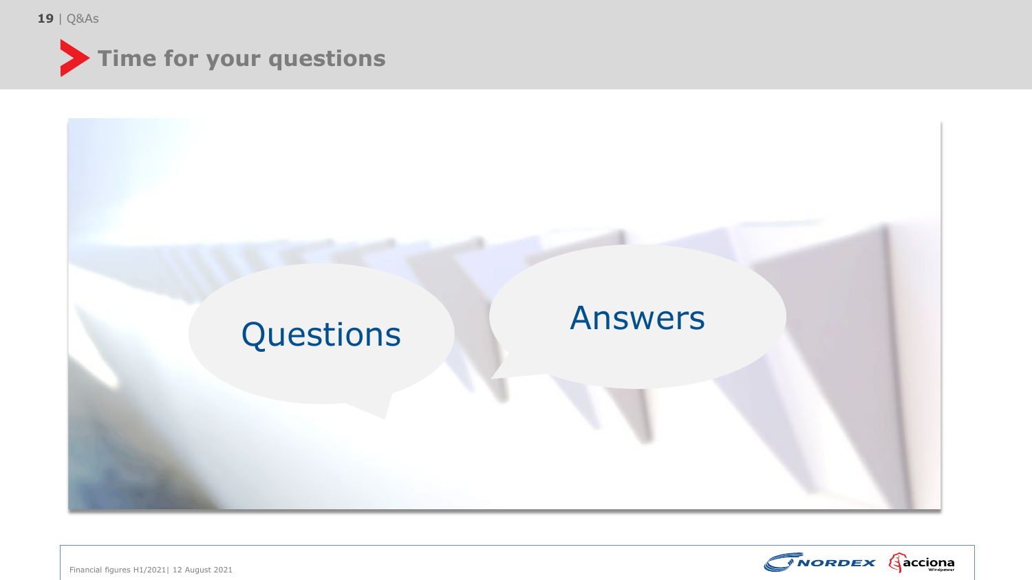# Time for your questions

Questions

Answers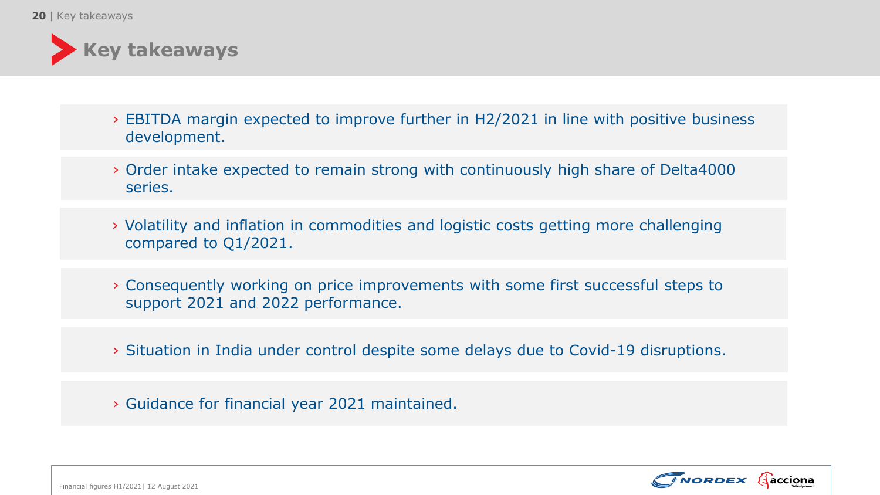# Key takeaways

- EBITDA margin expected to improve further in H2/2021 in line with positive business development.
- Order intake expected to remain strong with continuously high share of Delta4000 series.
- Volatility and inflation in commodities and logistic costs getting more challenging compared to Q1/2021.
- Consequently working on price improvements with some first successful steps to support 2021 and 2022 performance.
- Situation in India under control despite some delays due to Covid-19 disruptions.
- Guidance for financial year 2021 maintained.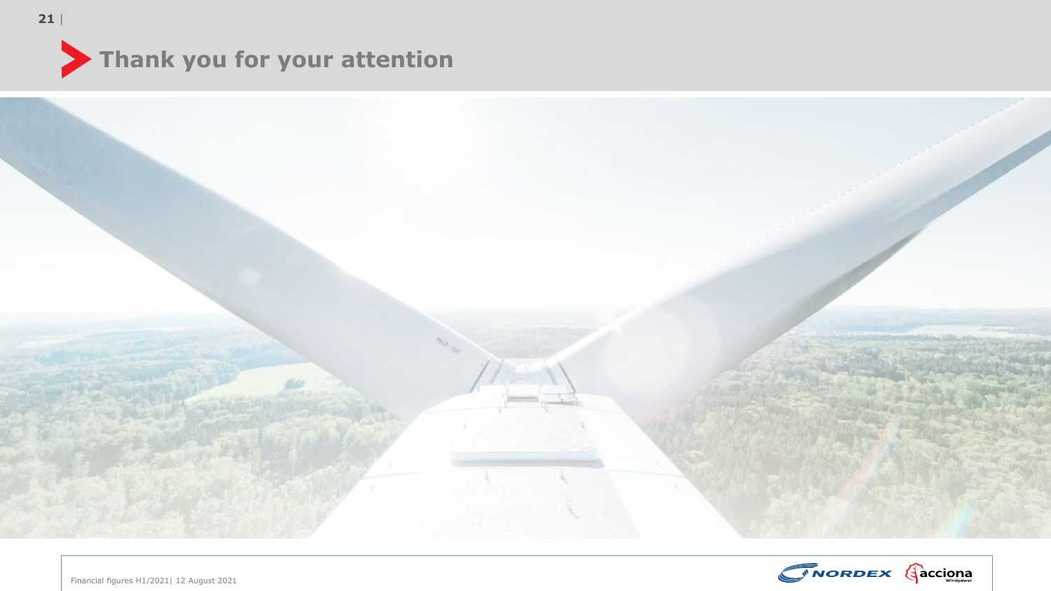# Thank you for your attention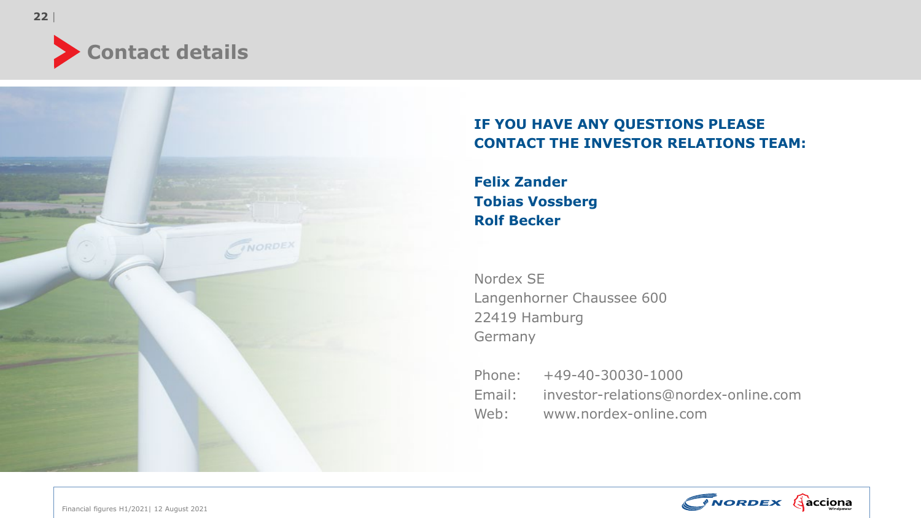# Contact details

**IF YOU HAVE ANY QUESTIONS PLEASE CONTACT THE INVESTOR RELATIONS TEAM:**

**Felix Zander**
**Tobias Vossberg**
**Rolf Becker**

Nordex SE
Langenhorner Chaussee 600
22419 Hamburg
Germany

Phone: +49-40-30030-1000
Email: investor-relations@nordex-online.com
Web: www.nordex-online.com